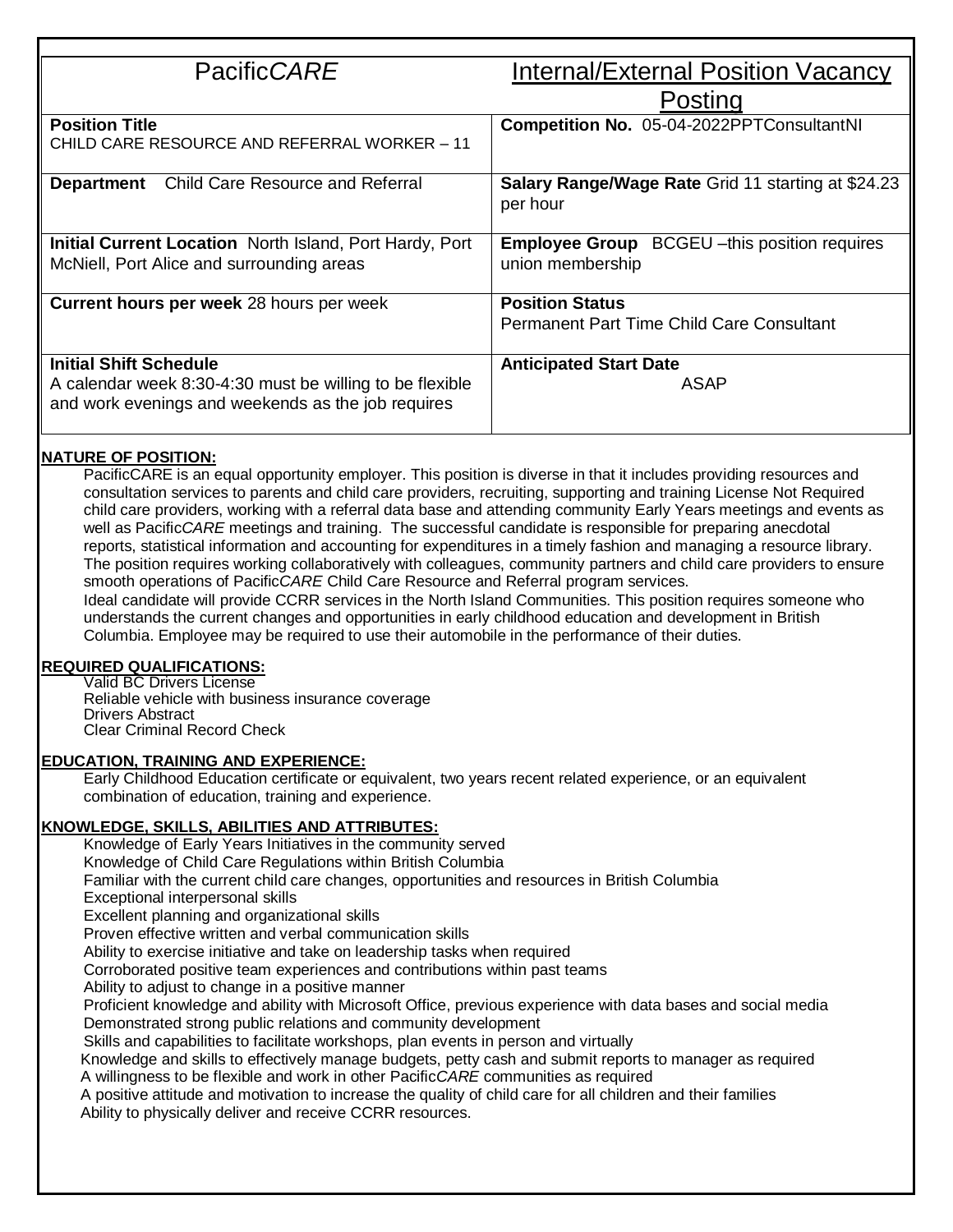| Pacific*CARE* | Internal/External Position Vacancy Posting |
|---|---|
| **Position Title**<br>CHILD CARE RESOURCE AND REFERRAL WORKER – 11 | **Competition No.** 05-04-2022PPTConsultantNI |
| **Department** Child Care Resource and Referral | **Salary Range/Wage Rate** Grid 11 starting at $24.23 per hour |
| **Initial Current Location** North Island, Port Hardy, Port McNiell, Port Alice and surrounding areas | **Employee Group** BCGEU –this position requires union membership |
| **Current hours per week** 28 hours per week | **Position Status**<br>Permanent Part Time Child Care Consultant |
| **Initial Shift Schedule**<br>A calendar week 8:30-4:30 must be willing to be flexible and work evenings and weekends as the job requires | **Anticipated Start Date**<br>ASAP |

**NATURE OF POSITION:**

PacificCARE is an equal opportunity employer. This position is diverse in that it includes providing resources and consultation services to parents and child care providers, recruiting, supporting and training License Not Required child care providers, working with a referral data base and attending community Early Years meetings and events as well as Pacific*CARE* meetings and training. The successful candidate is responsible for preparing anecdotal reports, statistical information and accounting for expenditures in a timely fashion and managing a resource library. The position requires working collaboratively with colleagues, community partners and child care providers to ensure smooth operations of Pacific*CARE* Child Care Resource and Referral program services.

Ideal candidate will provide CCRR services in the North Island Communities. This position requires someone who understands the current changes and opportunities in early childhood education and development in British Columbia. Employee may be required to use their automobile in the performance of their duties.

**REQUIRED QUALIFICATIONS:**

Valid BC Drivers License
Reliable vehicle with business insurance coverage
Drivers Abstract
Clear Criminal Record Check

**EDUCATION, TRAINING AND EXPERIENCE:**

Early Childhood Education certificate or equivalent, two years recent related experience, or an equivalent combination of education, training and experience.

**KNOWLEDGE, SKILLS, ABILITIES AND ATTRIBUTES:**

Knowledge of Early Years Initiatives in the community served
Knowledge of Child Care Regulations within British Columbia
Familiar with the current child care changes, opportunities and resources in British Columbia
Exceptional interpersonal skills
Excellent planning and organizational skills
Proven effective written and verbal communication skills
Ability to exercise initiative and take on leadership tasks when required
Corroborated positive team experiences and contributions within past teams
Ability to adjust to change in a positive manner
Proficient knowledge and ability with Microsoft Office, previous experience with data bases and social media
Demonstrated strong public relations and community development
Skills and capabilities to facilitate workshops, plan events in person and virtually
Knowledge and skills to effectively manage budgets, petty cash and submit reports to manager as required
A willingness to be flexible and work in other Pacific*CARE* communities as required
A positive attitude and motivation to increase the quality of child care for all children and their families
Ability to physically deliver and receive CCRR resources.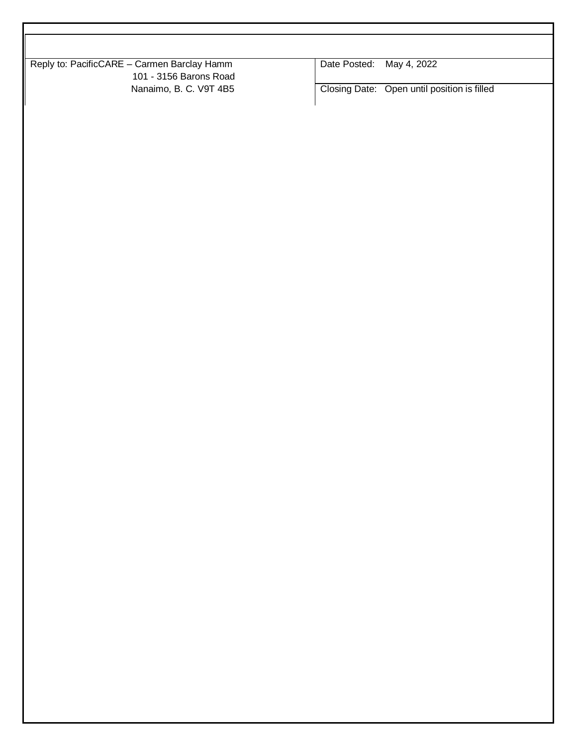| | |
|---|---|
| Reply to: PacificCARE – Carmen Barclay Hamm<br>101 - 3156 Barons Road<br>Nanaimo, B. C. V9T 4B5 | Date Posted: May 4, 2022 |
| | Closing Date: Open until position is filled |